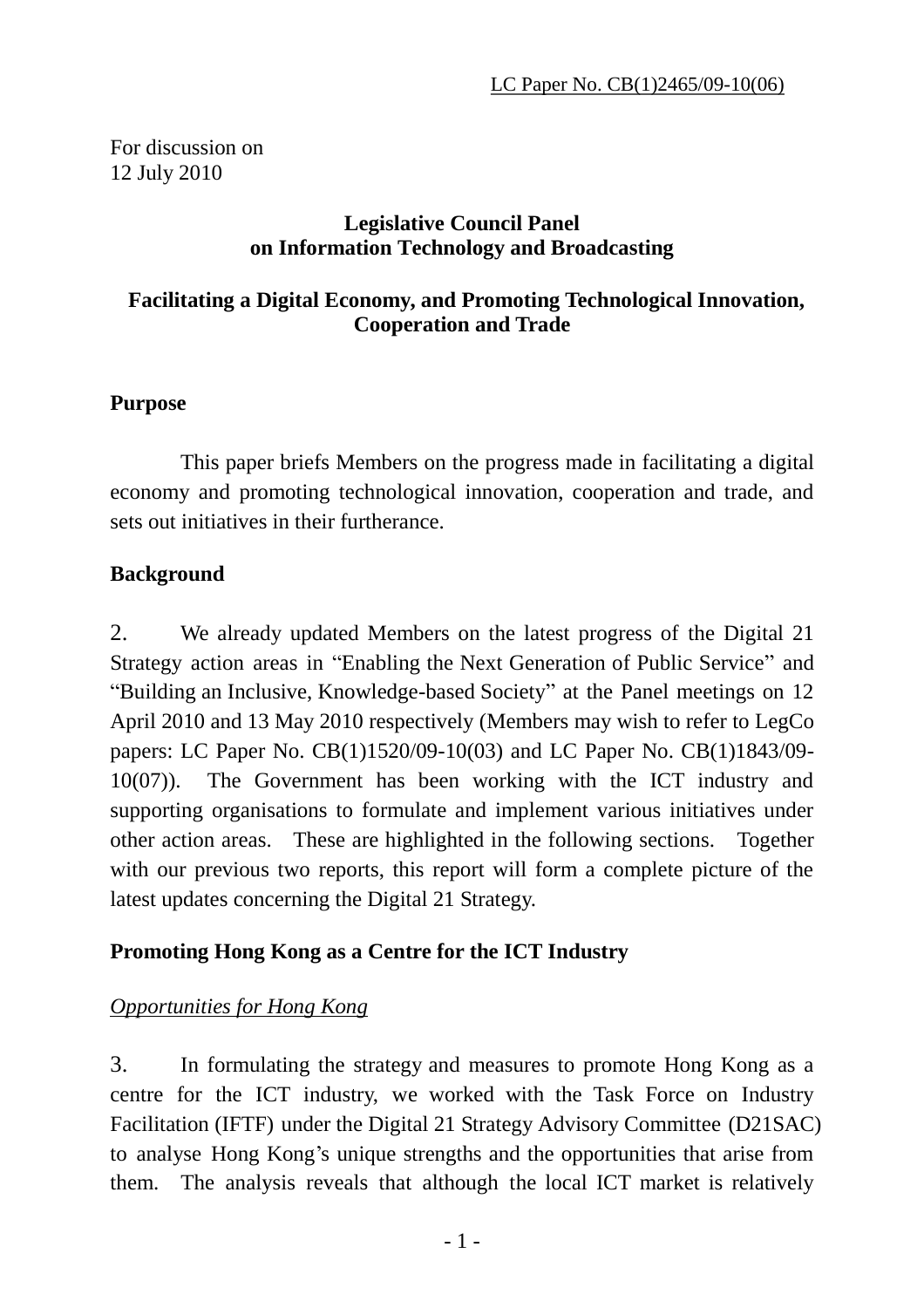LC Paper No. CB(1)2465/09-10(06)

For discussion on
12 July 2010

**Legislative Council Panel**
**on Information Technology and Broadcasting**

**Facilitating a Digital Economy, and Promoting Technological Innovation, Cooperation and Trade**

## Purpose

This paper briefs Members on the progress made in facilitating a digital economy and promoting technological innovation, cooperation and trade, and sets out initiatives in their furtherance.

## Background

2. We already updated Members on the latest progress of the Digital 21 Strategy action areas in "Enabling the Next Generation of Public Service" and "Building an Inclusive, Knowledge-based Society" at the Panel meetings on 12 April 2010 and 13 May 2010 respectively (Members may wish to refer to LegCo papers: LC Paper No. CB(1)1520/09-10(03) and LC Paper No. CB(1)1843/09-10(07)). The Government has been working with the ICT industry and supporting organisations to formulate and implement various initiatives under other action areas. These are highlighted in the following sections. Together with our previous two reports, this report will form a complete picture of the latest updates concerning the Digital 21 Strategy.

## Promoting Hong Kong as a Centre for the ICT Industry

### *Opportunities for Hong Kong*

3. In formulating the strategy and measures to promote Hong Kong as a centre for the ICT industry, we worked with the Task Force on Industry Facilitation (IFTF) under the Digital 21 Strategy Advisory Committee (D21SAC) to analyse Hong Kong's unique strengths and the opportunities that arise from them. The analysis reveals that although the local ICT market is relatively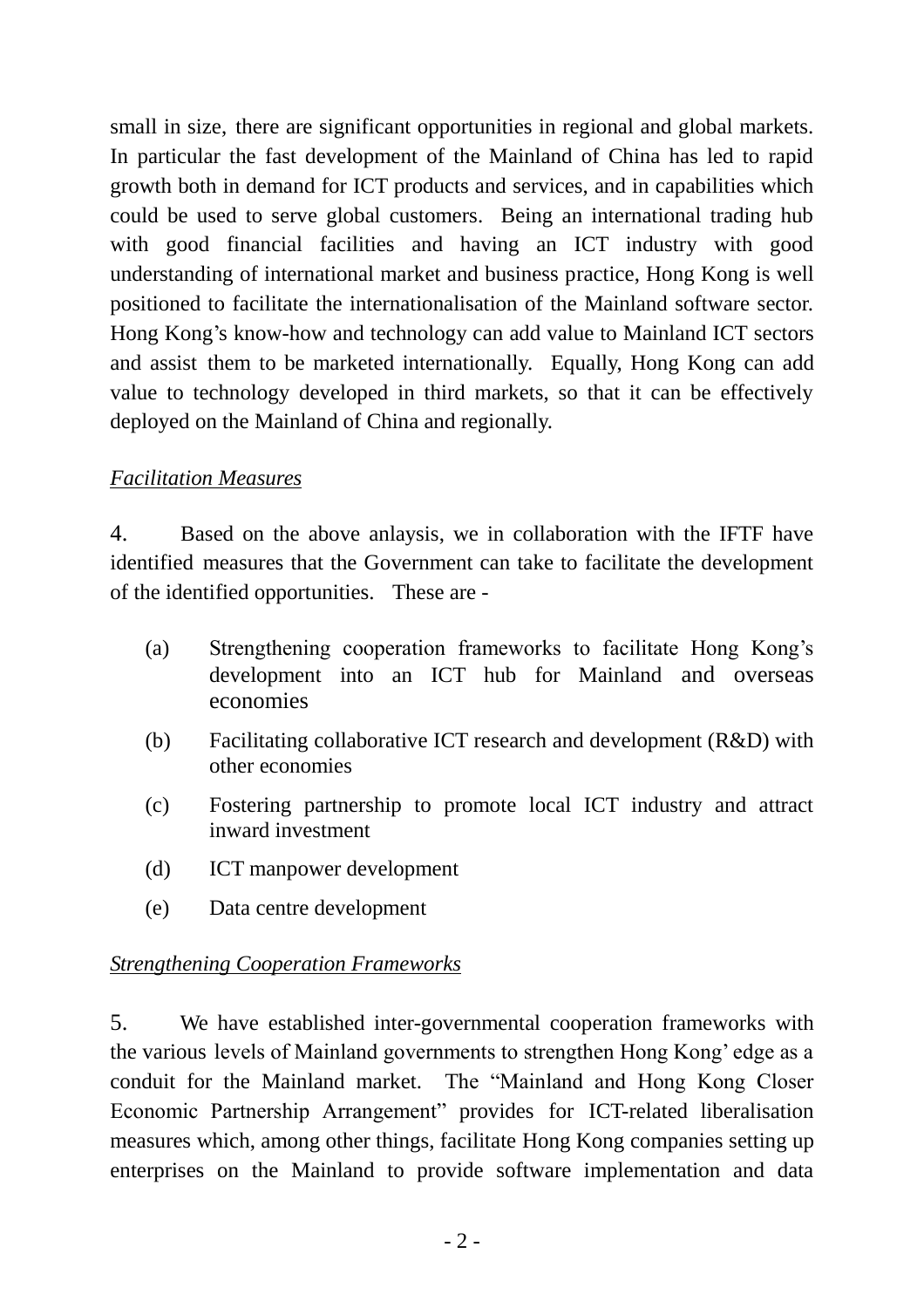small in size, there are significant opportunities in regional and global markets. In particular the fast development of the Mainland of China has led to rapid growth both in demand for ICT products and services, and in capabilities which could be used to serve global customers. Being an international trading hub with good financial facilities and having an ICT industry with good understanding of international market and business practice, Hong Kong is well positioned to facilitate the internationalisation of the Mainland software sector. Hong Kong's know-how and technology can add value to Mainland ICT sectors and assist them to be marketed internationally. Equally, Hong Kong can add value to technology developed in third markets, so that it can be effectively deployed on the Mainland of China and regionally.

_Facilitation Measures_

4. Based on the above anlaysis, we in collaboration with the IFTF have identified measures that the Government can take to facilitate the development of the identified opportunities. These are -

(a) Strengthening cooperation frameworks to facilitate Hong Kong's development into an ICT hub for Mainland and overseas economies

(b) Facilitating collaborative ICT research and development (R&D) with other economies

(c) Fostering partnership to promote local ICT industry and attract inward investment

(d) ICT manpower development

(e) Data centre development

_Strengthening Cooperation Frameworks_

5. We have established inter-governmental cooperation frameworks with the various levels of Mainland governments to strengthen Hong Kong' edge as a conduit for the Mainland market. The "Mainland and Hong Kong Closer Economic Partnership Arrangement" provides for ICT-related liberalisation measures which, among other things, facilitate Hong Kong companies setting up enterprises on the Mainland to provide software implementation and data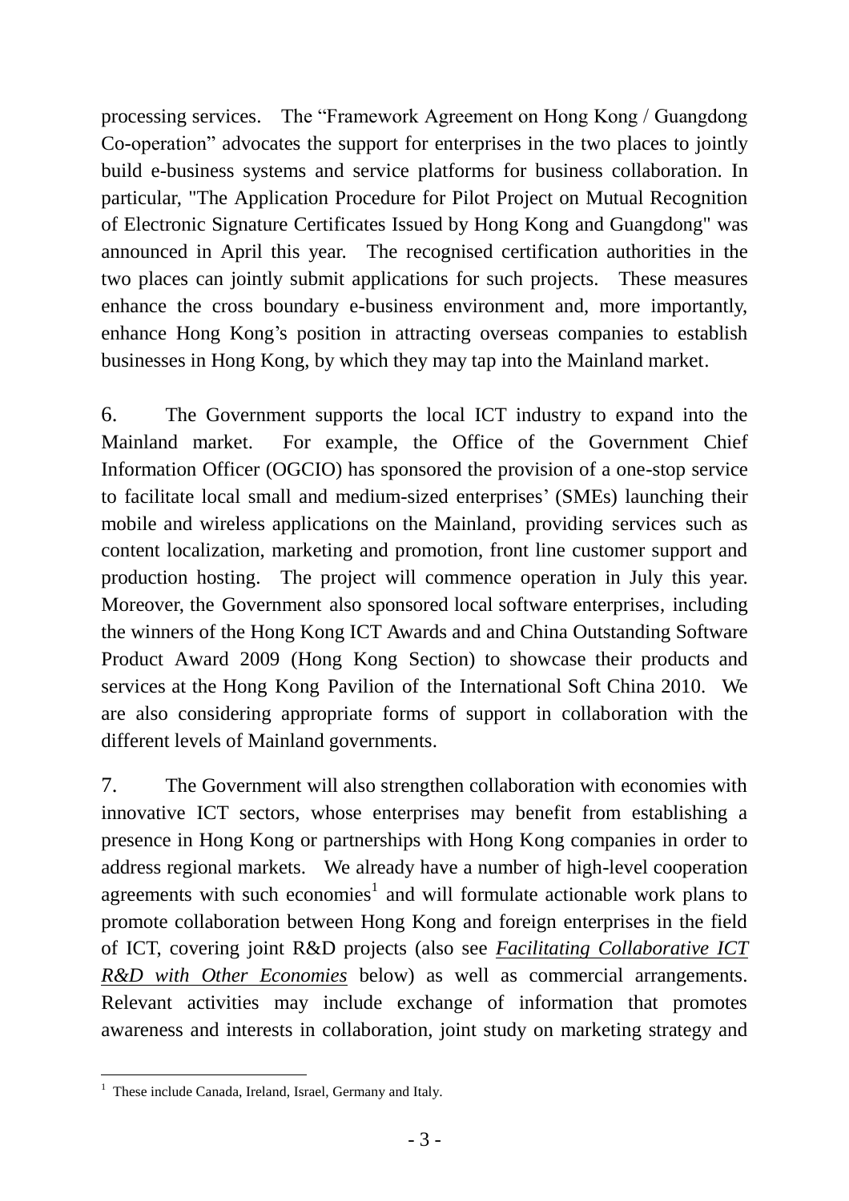processing services. The "Framework Agreement on Hong Kong / Guangdong Co-operation" advocates the support for enterprises in the two places to jointly build e-business systems and service platforms for business collaboration. In particular, "The Application Procedure for Pilot Project on Mutual Recognition of Electronic Signature Certificates Issued by Hong Kong and Guangdong" was announced in April this year. The recognised certification authorities in the two places can jointly submit applications for such projects. These measures enhance the cross boundary e-business environment and, more importantly, enhance Hong Kong's position in attracting overseas companies to establish businesses in Hong Kong, by which they may tap into the Mainland market.

6. The Government supports the local ICT industry to expand into the Mainland market. For example, the Office of the Government Chief Information Officer (OGCIO) has sponsored the provision of a one-stop service to facilitate local small and medium-sized enterprises' (SMEs) launching their mobile and wireless applications on the Mainland, providing services such as content localization, marketing and promotion, front line customer support and production hosting. The project will commence operation in July this year. Moreover, the Government also sponsored local software enterprises, including the winners of the Hong Kong ICT Awards and and China Outstanding Software Product Award 2009 (Hong Kong Section) to showcase their products and services at the Hong Kong Pavilion of the International Soft China 2010. We are also considering appropriate forms of support in collaboration with the different levels of Mainland governments.

7. The Government will also strengthen collaboration with economies with innovative ICT sectors, whose enterprises may benefit from establishing a presence in Hong Kong or partnerships with Hong Kong companies in order to address regional markets. We already have a number of high-level cooperation agreements with such economies[1] and will formulate actionable work plans to promote collaboration between Hong Kong and foreign enterprises in the field of ICT, covering joint R&D projects (also see *Facilitating Collaborative ICT R&D with Other Economies* below) as well as commercial arrangements. Relevant activities may include exchange of information that promotes awareness and interests in collaboration, joint study on marketing strategy and

[1] These include Canada, Ireland, Israel, Germany and Italy.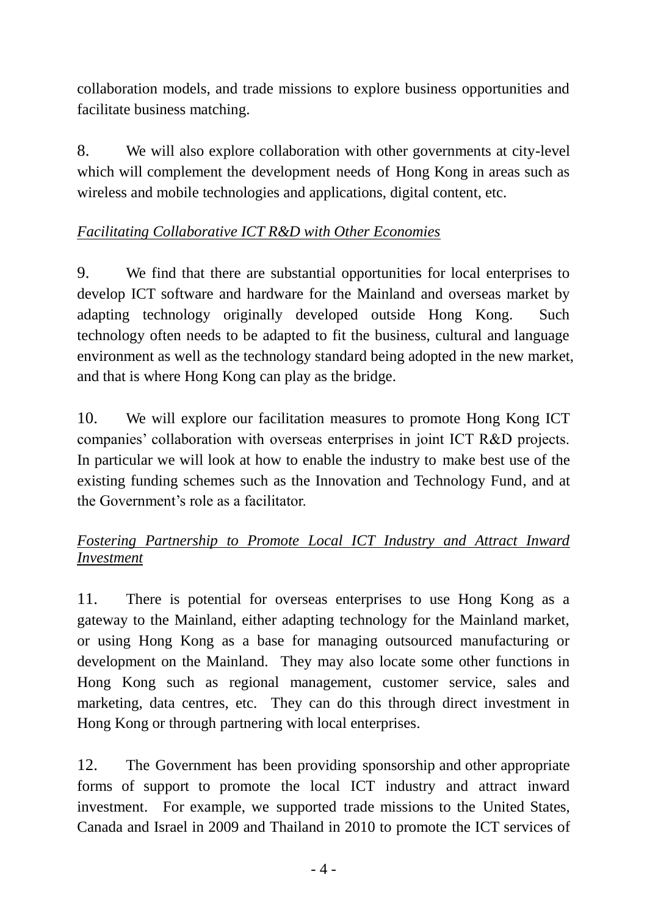collaboration models, and trade missions to explore business opportunities and facilitate business matching.

8. We will also explore collaboration with other governments at city-level which will complement the development needs of Hong Kong in areas such as wireless and mobile technologies and applications, digital content, etc.

*Facilitating Collaborative ICT R&D with Other Economies*

9. We find that there are substantial opportunities for local enterprises to develop ICT software and hardware for the Mainland and overseas market by adapting technology originally developed outside Hong Kong. Such technology often needs to be adapted to fit the business, cultural and language environment as well as the technology standard being adopted in the new market, and that is where Hong Kong can play as the bridge.

10. We will explore our facilitation measures to promote Hong Kong ICT companies' collaboration with overseas enterprises in joint ICT R&D projects. In particular we will look at how to enable the industry to make best use of the existing funding schemes such as the Innovation and Technology Fund, and at the Government's role as a facilitator.

*Fostering Partnership to Promote Local ICT Industry and Attract Inward Investment*

11. There is potential for overseas enterprises to use Hong Kong as a gateway to the Mainland, either adapting technology for the Mainland market, or using Hong Kong as a base for managing outsourced manufacturing or development on the Mainland. They may also locate some other functions in Hong Kong such as regional management, customer service, sales and marketing, data centres, etc. They can do this through direct investment in Hong Kong or through partnering with local enterprises.

12. The Government has been providing sponsorship and other appropriate forms of support to promote the local ICT industry and attract inward investment. For example, we supported trade missions to the United States, Canada and Israel in 2009 and Thailand in 2010 to promote the ICT services of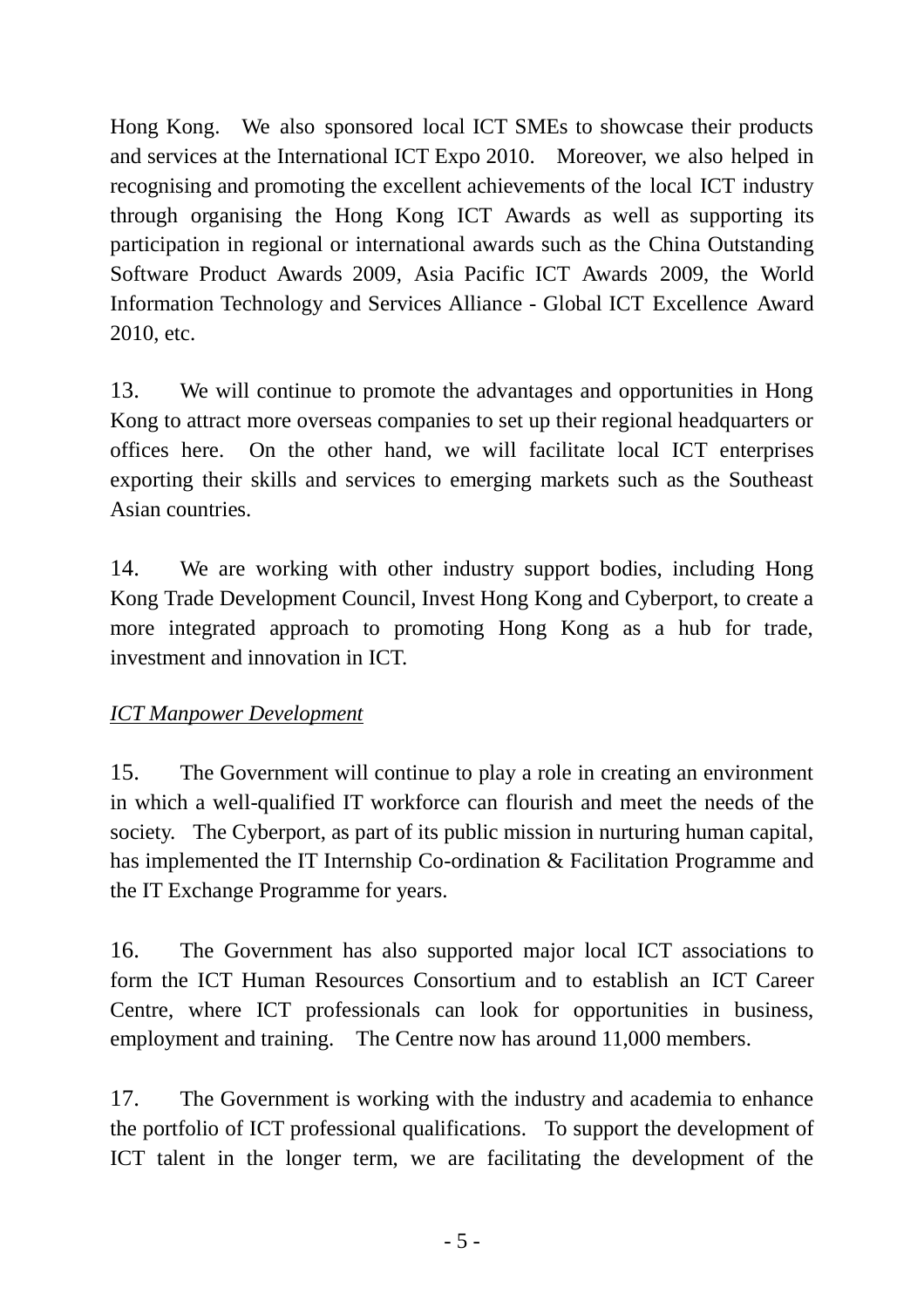Hong Kong. We also sponsored local ICT SMEs to showcase their products and services at the International ICT Expo 2010. Moreover, we also helped in recognising and promoting the excellent achievements of the local ICT industry through organising the Hong Kong ICT Awards as well as supporting its participation in regional or international awards such as the China Outstanding Software Product Awards 2009, Asia Pacific ICT Awards 2009, the World Information Technology and Services Alliance - Global ICT Excellence Award 2010, etc.

13. We will continue to promote the advantages and opportunities in Hong Kong to attract more overseas companies to set up their regional headquarters or offices here. On the other hand, we will facilitate local ICT enterprises exporting their skills and services to emerging markets such as the Southeast Asian countries.

14. We are working with other industry support bodies, including Hong Kong Trade Development Council, Invest Hong Kong and Cyberport, to create a more integrated approach to promoting Hong Kong as a hub for trade, investment and innovation in ICT.

*ICT Manpower Development*

15. The Government will continue to play a role in creating an environment in which a well-qualified IT workforce can flourish and meet the needs of the society. The Cyberport, as part of its public mission in nurturing human capital, has implemented the IT Internship Co-ordination & Facilitation Programme and the IT Exchange Programme for years.

16. The Government has also supported major local ICT associations to form the ICT Human Resources Consortium and to establish an ICT Career Centre, where ICT professionals can look for opportunities in business, employment and training. The Centre now has around 11,000 members.

17. The Government is working with the industry and academia to enhance the portfolio of ICT professional qualifications. To support the development of ICT talent in the longer term, we are facilitating the development of the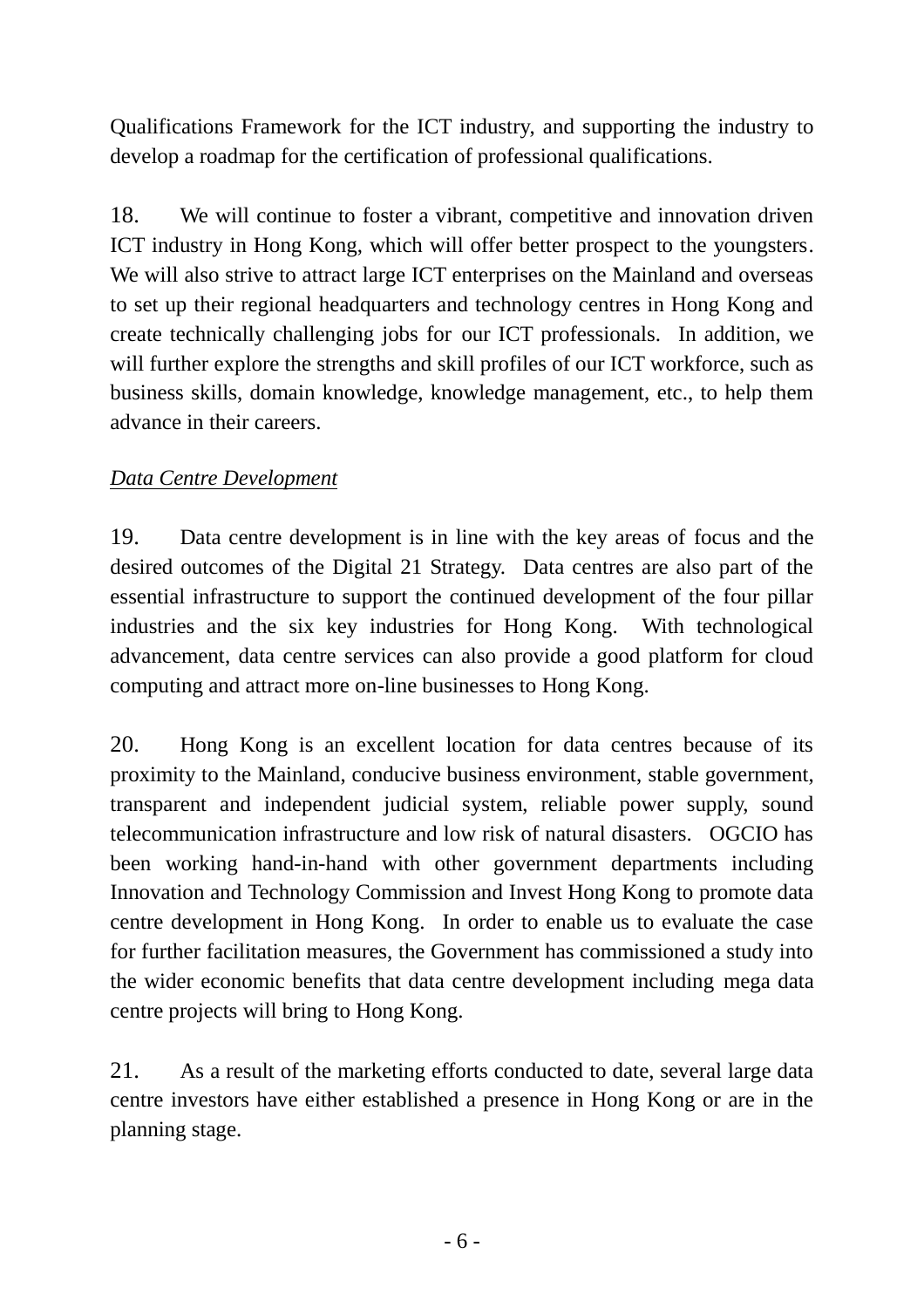Qualifications Framework for the ICT industry, and supporting the industry to develop a roadmap for the certification of professional qualifications.

18. We will continue to foster a vibrant, competitive and innovation driven ICT industry in Hong Kong, which will offer better prospect to the youngsters. We will also strive to attract large ICT enterprises on the Mainland and overseas to set up their regional headquarters and technology centres in Hong Kong and create technically challenging jobs for our ICT professionals. In addition, we will further explore the strengths and skill profiles of our ICT workforce, such as business skills, domain knowledge, knowledge management, etc., to help them advance in their careers.

*Data Centre Development*

19. Data centre development is in line with the key areas of focus and the desired outcomes of the Digital 21 Strategy. Data centres are also part of the essential infrastructure to support the continued development of the four pillar industries and the six key industries for Hong Kong. With technological advancement, data centre services can also provide a good platform for cloud computing and attract more on-line businesses to Hong Kong.

20. Hong Kong is an excellent location for data centres because of its proximity to the Mainland, conducive business environment, stable government, transparent and independent judicial system, reliable power supply, sound telecommunication infrastructure and low risk of natural disasters. OGCIO has been working hand-in-hand with other government departments including Innovation and Technology Commission and Invest Hong Kong to promote data centre development in Hong Kong. In order to enable us to evaluate the case for further facilitation measures, the Government has commissioned a study into the wider economic benefits that data centre development including mega data centre projects will bring to Hong Kong.

21. As a result of the marketing efforts conducted to date, several large data centre investors have either established a presence in Hong Kong or are in the planning stage.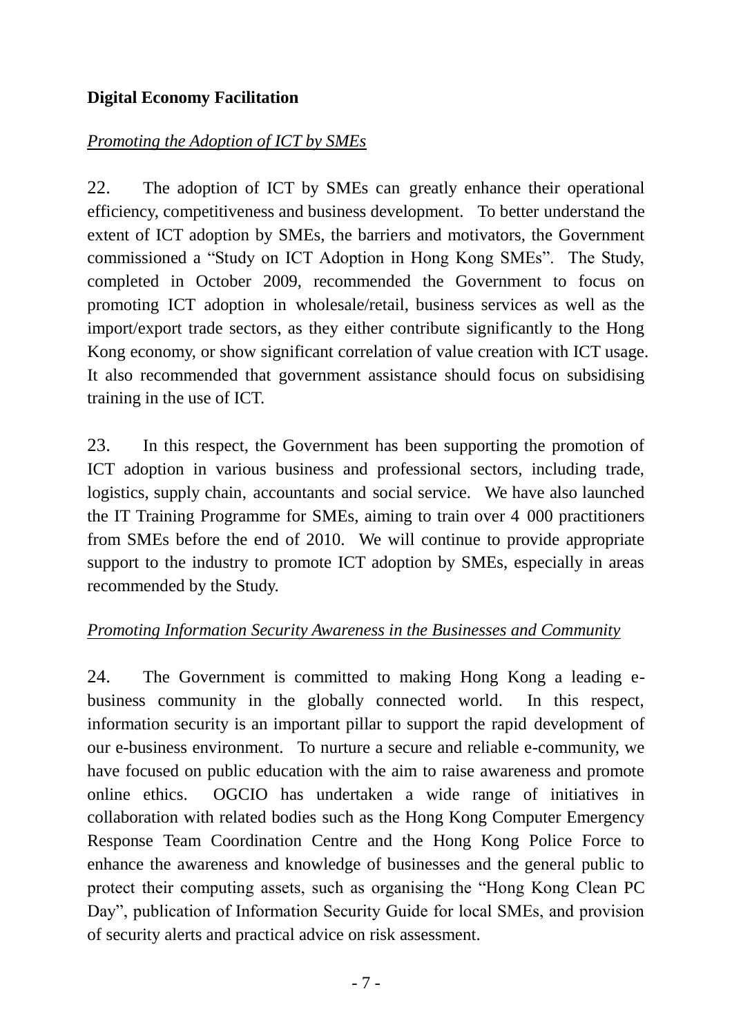**Digital Economy Facilitation**

*Promoting the Adoption of ICT by SMEs*

22. The adoption of ICT by SMEs can greatly enhance their operational efficiency, competitiveness and business development. To better understand the extent of ICT adoption by SMEs, the barriers and motivators, the Government commissioned a "Study on ICT Adoption in Hong Kong SMEs". The Study, completed in October 2009, recommended the Government to focus on promoting ICT adoption in wholesale/retail, business services as well as the import/export trade sectors, as they either contribute significantly to the Hong Kong economy, or show significant correlation of value creation with ICT usage. It also recommended that government assistance should focus on subsidising training in the use of ICT.

23. In this respect, the Government has been supporting the promotion of ICT adoption in various business and professional sectors, including trade, logistics, supply chain, accountants and social service. We have also launched the IT Training Programme for SMEs, aiming to train over 4 000 practitioners from SMEs before the end of 2010. We will continue to provide appropriate support to the industry to promote ICT adoption by SMEs, especially in areas recommended by the Study.

*Promoting Information Security Awareness in the Businesses and Community*

24. The Government is committed to making Hong Kong a leading e-business community in the globally connected world. In this respect, information security is an important pillar to support the rapid development of our e-business environment. To nurture a secure and reliable e-community, we have focused on public education with the aim to raise awareness and promote online ethics. OGCIO has undertaken a wide range of initiatives in collaboration with related bodies such as the Hong Kong Computer Emergency Response Team Coordination Centre and the Hong Kong Police Force to enhance the awareness and knowledge of businesses and the general public to protect their computing assets, such as organising the "Hong Kong Clean PC Day", publication of Information Security Guide for local SMEs, and provision of security alerts and practical advice on risk assessment.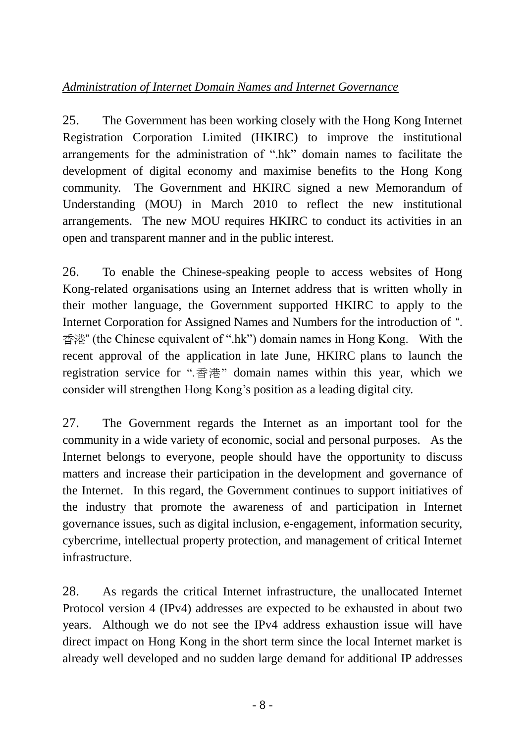*Administration of Internet Domain Names and Internet Governance*

25. The Government has been working closely with the Hong Kong Internet Registration Corporation Limited (HKIRC) to improve the institutional arrangements for the administration of ".hk" domain names to facilitate the development of digital economy and maximise benefits to the Hong Kong community. The Government and HKIRC signed a new Memorandum of Understanding (MOU) in March 2010 to reflect the new institutional arrangements. The new MOU requires HKIRC to conduct its activities in an open and transparent manner and in the public interest.

26. To enable the Chinese-speaking people to access websites of Hong Kong-related organisations using an Internet address that is written wholly in their mother language, the Government supported HKIRC to apply to the Internet Corporation for Assigned Names and Numbers for the introduction of ".香港" (the Chinese equivalent of ".hk") domain names in Hong Kong. With the recent approval of the application in late June, HKIRC plans to launch the registration service for ".香港" domain names within this year, which we consider will strengthen Hong Kong's position as a leading digital city.

27. The Government regards the Internet as an important tool for the community in a wide variety of economic, social and personal purposes. As the Internet belongs to everyone, people should have the opportunity to discuss matters and increase their participation in the development and governance of the Internet. In this regard, the Government continues to support initiatives of the industry that promote the awareness of and participation in Internet governance issues, such as digital inclusion, e-engagement, information security, cybercrime, intellectual property protection, and management of critical Internet infrastructure.

28. As regards the critical Internet infrastructure, the unallocated Internet Protocol version 4 (IPv4) addresses are expected to be exhausted in about two years. Although we do not see the IPv4 address exhaustion issue will have direct impact on Hong Kong in the short term since the local Internet market is already well developed and no sudden large demand for additional IP addresses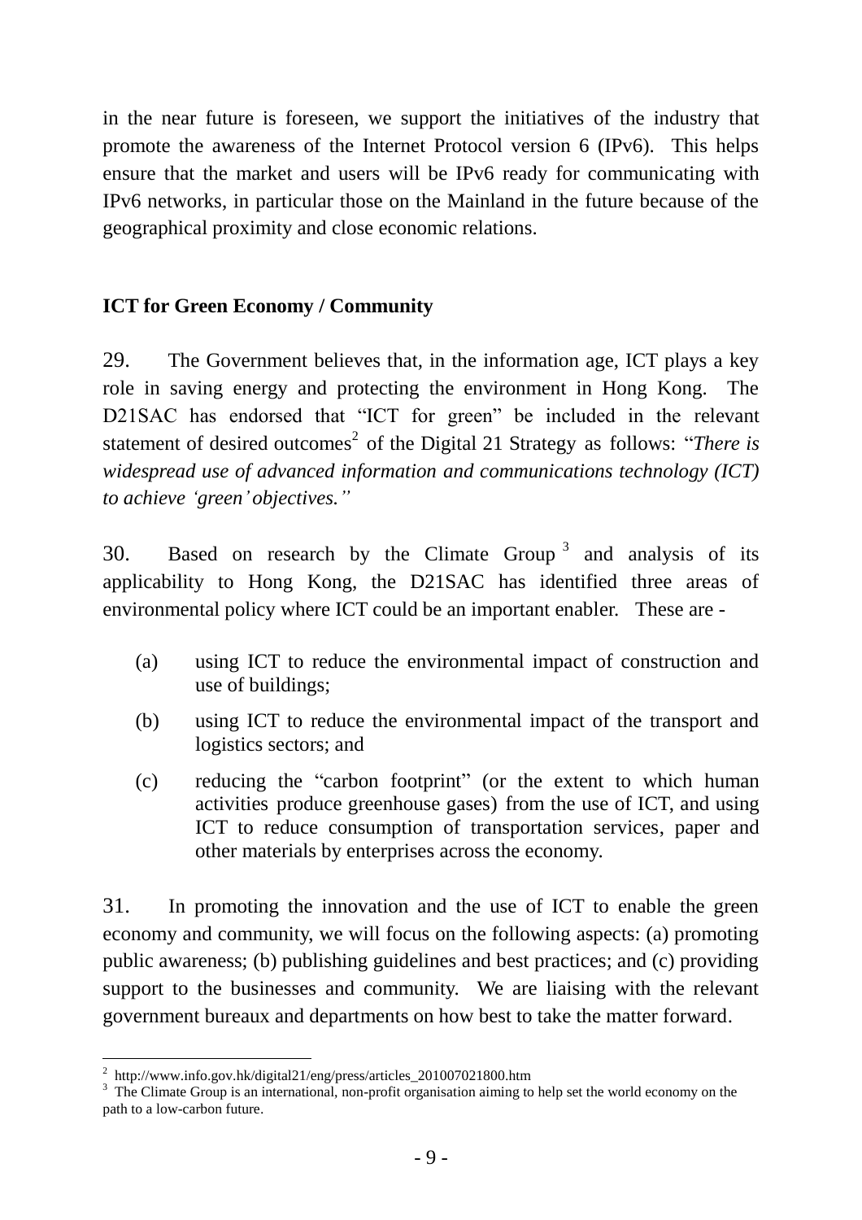in the near future is foreseen, we support the initiatives of the industry that promote the awareness of the Internet Protocol version 6 (IPv6). This helps ensure that the market and users will be IPv6 ready for communicating with IPv6 networks, in particular those on the Mainland in the future because of the geographical proximity and close economic relations.

### ICT for Green Economy / Community

29. The Government believes that, in the information age, ICT plays a key role in saving energy and protecting the environment in Hong Kong. The D21SAC has endorsed that "ICT for green" be included in the relevant statement of desired outcomes[2] of the Digital 21 Strategy as follows: "*There is widespread use of advanced information and communications technology (ICT) to achieve 'green' objectives.*"

30. Based on research by the Climate Group[3] and analysis of its applicability to Hong Kong, the D21SAC has identified three areas of environmental policy where ICT could be an important enabler. These are -

(a) using ICT to reduce the environmental impact of construction and use of buildings;

(b) using ICT to reduce the environmental impact of the transport and logistics sectors; and

(c) reducing the "carbon footprint" (or the extent to which human activities produce greenhouse gases) from the use of ICT, and using ICT to reduce consumption of transportation services, paper and other materials by enterprises across the economy.

31. In promoting the innovation and the use of ICT to enable the green economy and community, we will focus on the following aspects: (a) promoting public awareness; (b) publishing guidelines and best practices; and (c) providing support to the businesses and community. We are liaising with the relevant government bureaux and departments on how best to take the matter forward.

---

[2] http://www.info.gov.hk/digital21/eng/press/articles_201007021800.htm

[3] The Climate Group is an international, non-profit organisation aiming to help set the world economy on the path to a low-carbon future.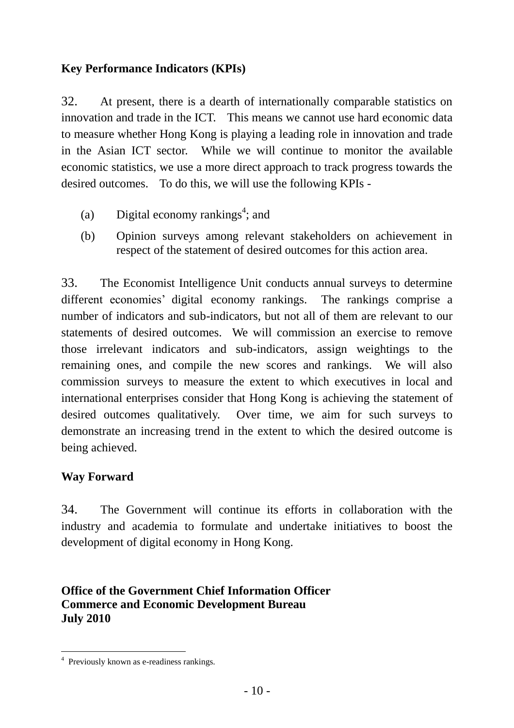**Key Performance Indicators (KPIs)**

32. At present, there is a dearth of internationally comparable statistics on innovation and trade in the ICT. This means we cannot use hard economic data to measure whether Hong Kong is playing a leading role in innovation and trade in the Asian ICT sector. While we will continue to monitor the available economic statistics, we use a more direct approach to track progress towards the desired outcomes. To do this, we will use the following KPIs -

(a) Digital economy rankings[4]; and

(b) Opinion surveys among relevant stakeholders on achievement in respect of the statement of desired outcomes for this action area.

33. The Economist Intelligence Unit conducts annual surveys to determine different economies' digital economy rankings. The rankings comprise a number of indicators and sub-indicators, but not all of them are relevant to our statements of desired outcomes. We will commission an exercise to remove those irrelevant indicators and sub-indicators, assign weightings to the remaining ones, and compile the new scores and rankings. We will also commission surveys to measure the extent to which executives in local and international enterprises consider that Hong Kong is achieving the statement of desired outcomes qualitatively. Over time, we aim for such surveys to demonstrate an increasing trend in the extent to which the desired outcome is being achieved.

**Way Forward**

34. The Government will continue its efforts in collaboration with the industry and academia to formulate and undertake initiatives to boost the development of digital economy in Hong Kong.

**Office of the Government Chief Information Officer**
**Commerce and Economic Development Bureau**
**July 2010**

---

[4] Previously known as e-readiness rankings.